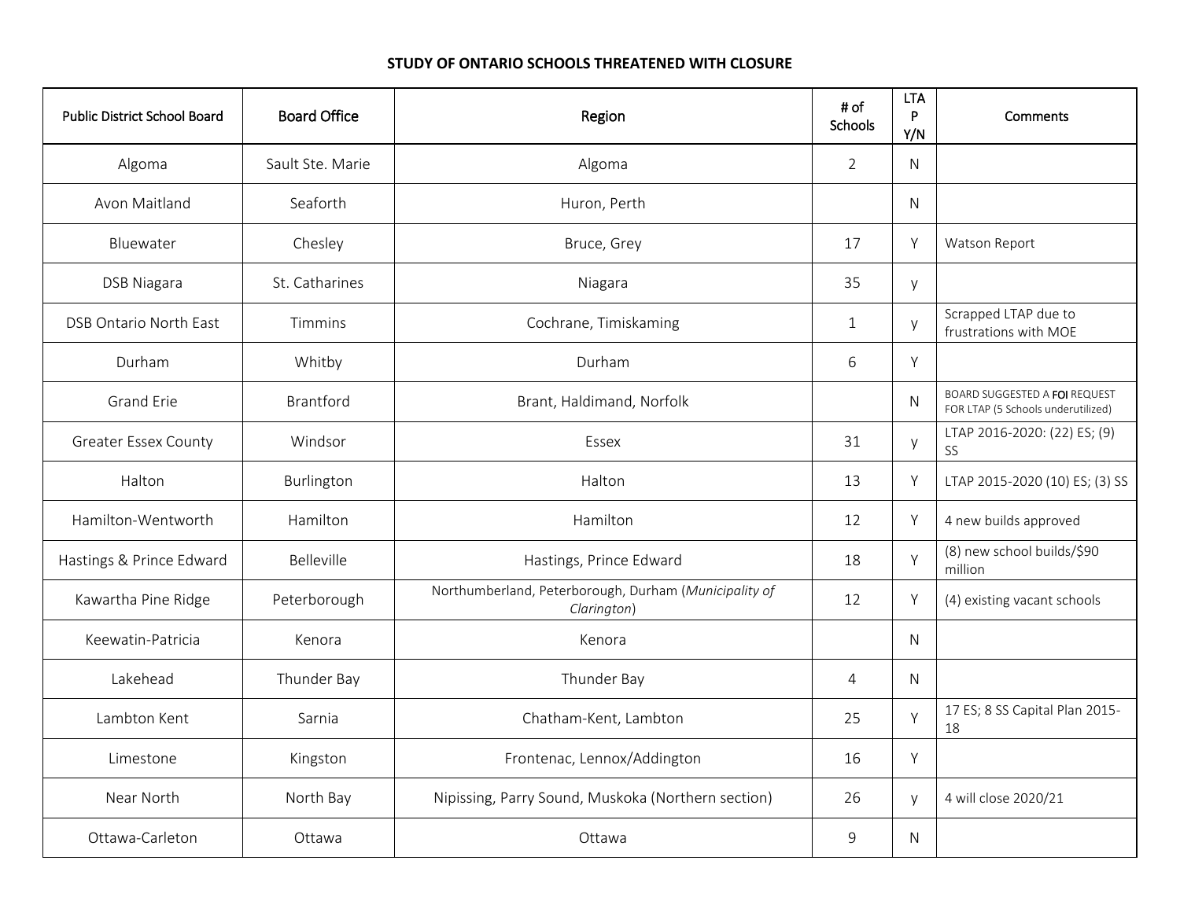**STUDY OF ONTARIO SCHOOLS THREATENED WITH CLOSURE**

| Public District School Board | Board Office | Region | # of Schools | LTAP Y/N | Comments |
|---|---|---|---|---|---|
| Algoma | Sault Ste. Marie | Algoma | 2 | N | |
| Avon Maitland | Seaforth | Huron, Perth | | N | |
| Bluewater | Chesley | Bruce, Grey | 17 | Y | Watson Report |
| DSB Niagara | St. Catharines | Niagara | 35 | y | |
| DSB Ontario North East | Timmins | Cochrane, Timiskaming | 1 | y | Scrapped LTAP due to frustrations with MOE |
| Durham | Whitby | Durham | 6 | Y | |
| Grand Erie | Brantford | Brant, Haldimand, Norfolk | | N | BOARD SUGGESTED A **FOI** REQUEST FOR LTAP (5 Schools underutilized) |
| Greater Essex County | Windsor | Essex | 31 | y | LTAP 2016-2020: (22) ES; (9) SS |
| Halton | Burlington | Halton | 13 | Y | LTAP 2015-2020 (10) ES; (3) SS |
| Hamilton-Wentworth | Hamilton | Hamilton | 12 | Y | 4 new builds approved |
| Hastings & Prince Edward | Belleville | Hastings, Prince Edward | 18 | Y | (8) new school builds/$90 million |
| Kawartha Pine Ridge | Peterborough | Northumberland, Peterborough, Durham (*Municipality of Clarington*) | 12 | Y | (4) existing vacant schools |
| Keewatin-Patricia | Kenora | Kenora | | N | |
| Lakehead | Thunder Bay | Thunder Bay | 4 | N | |
| Lambton Kent | Sarnia | Chatham-Kent, Lambton | 25 | Y | 17 ES; 8 SS Capital Plan 2015-18 |
| Limestone | Kingston | Frontenac, Lennox/Addington | 16 | Y | |
| Near North | North Bay | Nipissing, Parry Sound, Muskoka (Northern section) | 26 | y | 4 will close 2020/21 |
| Ottawa-Carleton | Ottawa | Ottawa | 9 | N | |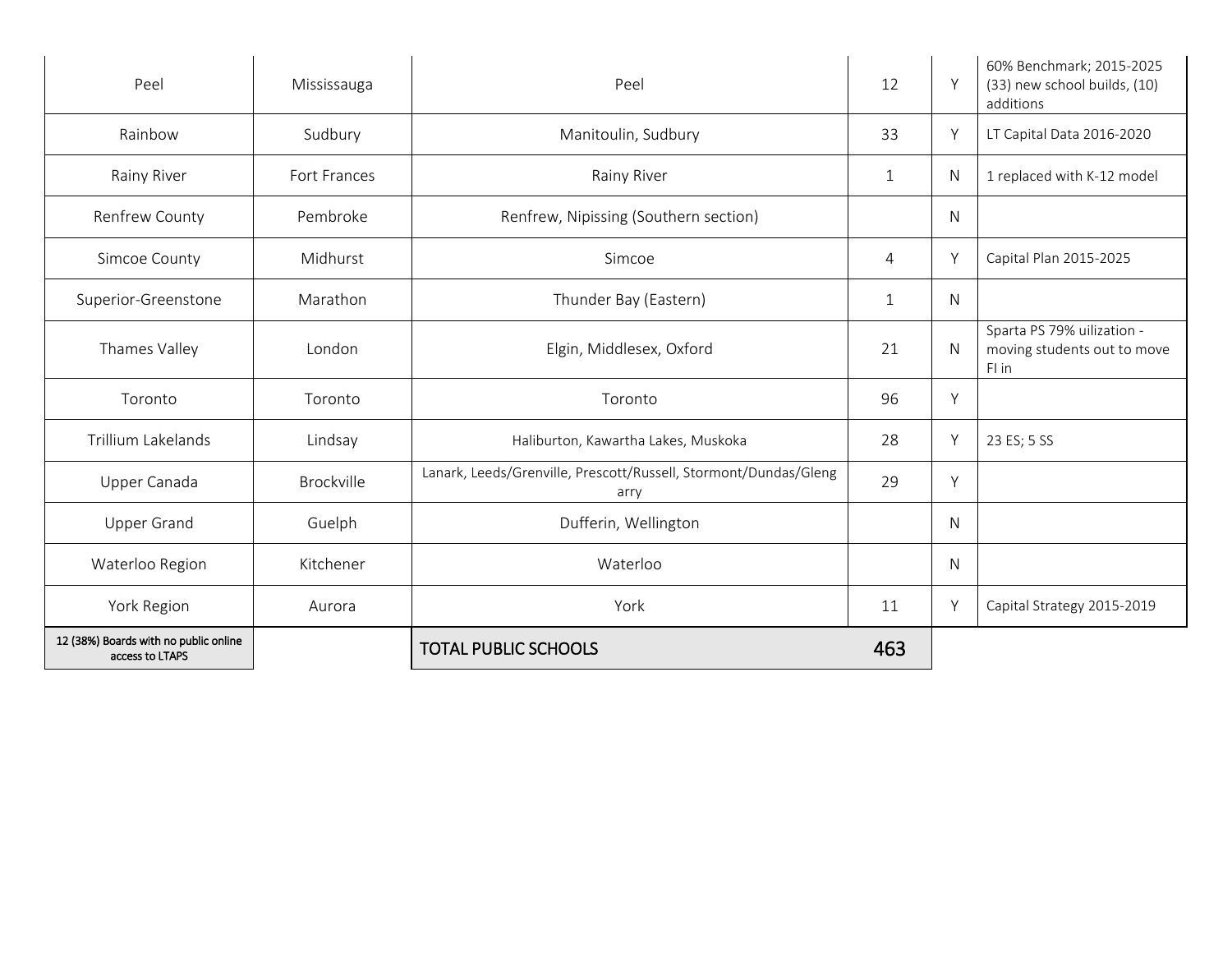| | | | | | |
|---|---|---|---|---|---|
| Peel | Mississauga | Peel | 12 | Y | 60% Benchmark; 2015-2025 (33) new school builds, (10) additions |
| Rainbow | Sudbury | Manitoulin, Sudbury | 33 | Y | LT Capital Data 2016-2020 |
| Rainy River | Fort Frances | Rainy River | 1 | N | 1 replaced with K-12 model |
| Renfrew County | Pembroke | Renfrew, Nipissing (Southern section) | | N | |
| Simcoe County | Midhurst | Simcoe | 4 | Y | Capital Plan 2015-2025 |
| Superior-Greenstone | Marathon | Thunder Bay (Eastern) | 1 | N | |
| Thames Valley | London | Elgin, Middlesex, Oxford | 21 | N | Sparta PS 79% uilization - moving students out to move FI in |
| Toronto | Toronto | Toronto | 96 | Y | |
| Trillium Lakelands | Lindsay | Haliburton, Kawartha Lakes, Muskoka | 28 | Y | 23 ES; 5 SS |
| Upper Canada | Brockville | Lanark, Leeds/Grenville, Prescott/Russell, Stormont/Dundas/Glengarry | 29 | Y | |
| Upper Grand | Guelph | Dufferin, Wellington | | N | |
| Waterloo Region | Kitchener | Waterloo | | N | |
| York Region | Aurora | York | 11 | Y | Capital Strategy 2015-2019 |
| 12 (38%) Boards with no public online access to LTAPS | | TOTAL PUBLIC SCHOOLS | 463 | | |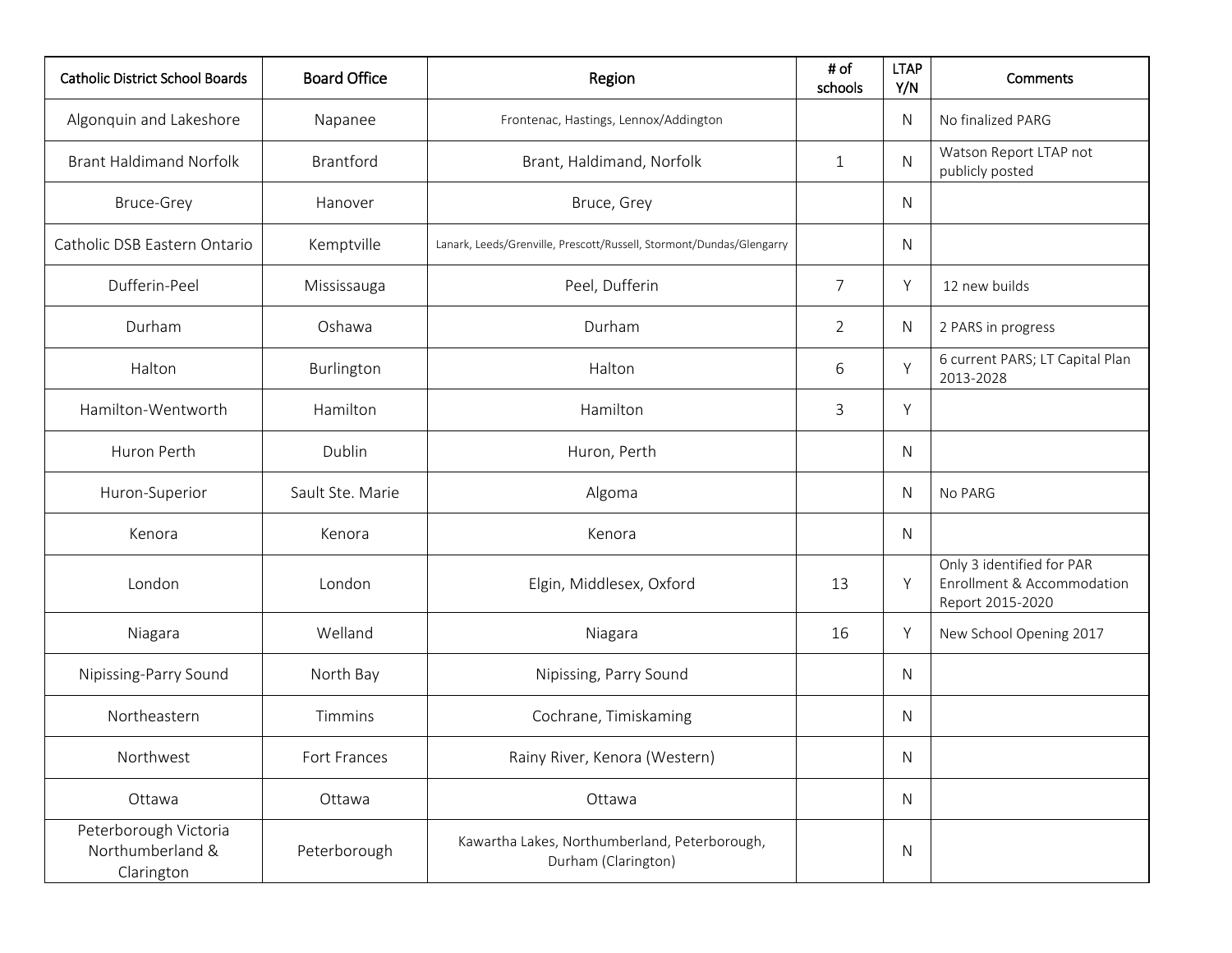| Catholic District School Boards | Board Office | Region | # of schools | LTAP Y/N | Comments |
| --- | --- | --- | --- | --- | --- |
| Algonquin and Lakeshore | Napanee | Frontenac, Hastings, Lennox/Addington | | N | No finalized PARG |
| Brant Haldimand Norfolk | Brantford | Brant, Haldimand, Norfolk | 1 | N | Watson Report LTAP not publicly posted |
| Bruce-Grey | Hanover | Bruce, Grey | | N | |
| Catholic DSB Eastern Ontario | Kemptville | Lanark, Leeds/Grenville, Prescott/Russell, Stormont/Dundas/Glengarry | | N | |
| Dufferin-Peel | Mississauga | Peel, Dufferin | 7 | Y | 12 new builds |
| Durham | Oshawa | Durham | 2 | N | 2 PARS in progress |
| Halton | Burlington | Halton | 6 | Y | 6 current PARS; LT Capital Plan 2013-2028 |
| Hamilton-Wentworth | Hamilton | Hamilton | 3 | Y | |
| Huron Perth | Dublin | Huron, Perth | | N | |
| Huron-Superior | Sault Ste. Marie | Algoma | | N | No PARG |
| Kenora | Kenora | Kenora | | N | |
| London | London | Elgin, Middlesex, Oxford | 13 | Y | Only 3 identified for PAR Enrollment & Accommodation Report 2015-2020 |
| Niagara | Welland | Niagara | 16 | Y | New School Opening 2017 |
| Nipissing-Parry Sound | North Bay | Nipissing, Parry Sound | | N | |
| Northeastern | Timmins | Cochrane, Timiskaming | | N | |
| Northwest | Fort Frances | Rainy River, Kenora (Western) | | N | |
| Ottawa | Ottawa | Ottawa | | N | |
| Peterborough Victoria Northumberland & Clarington | Peterborough | Kawartha Lakes, Northumberland, Peterborough, Durham (Clarington) | | N | |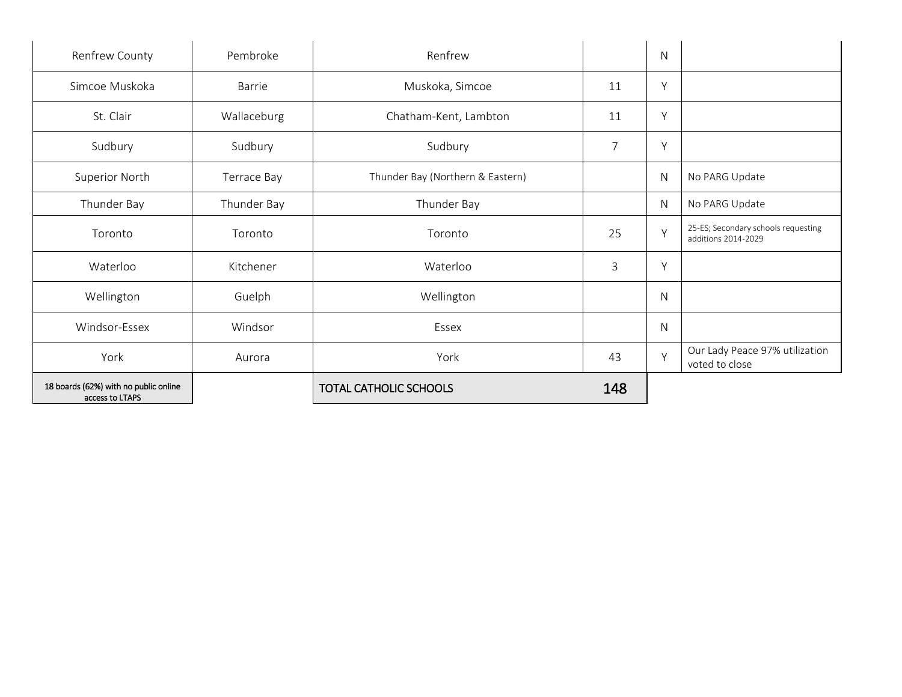| | | | | | |
|---|---|---|---|---|---|
| Renfrew County | Pembroke | Renfrew | | N | |
| Simcoe Muskoka | Barrie | Muskoka, Simcoe | 11 | Y | |
| St. Clair | Wallaceburg | Chatham-Kent, Lambton | 11 | Y | |
| Sudbury | Sudbury | Sudbury | 7 | Y | |
| Superior North | Terrace Bay | Thunder Bay (Northern & Eastern) | | N | No PARG Update |
| Thunder Bay | Thunder Bay | Thunder Bay | | N | No PARG Update |
| Toronto | Toronto | Toronto | 25 | Y | 25-ES; Secondary schools requesting additions 2014-2029 |
| Waterloo | Kitchener | Waterloo | 3 | Y | |
| Wellington | Guelph | Wellington | | N | |
| Windsor-Essex | Windsor | Essex | | N | |
| York | Aurora | York | 43 | Y | Our Lady Peace 97% utilization voted to close |
| 18 boards (62%) with no public online access to LTAPS | | TOTAL CATHOLIC SCHOOLS | **148** | | |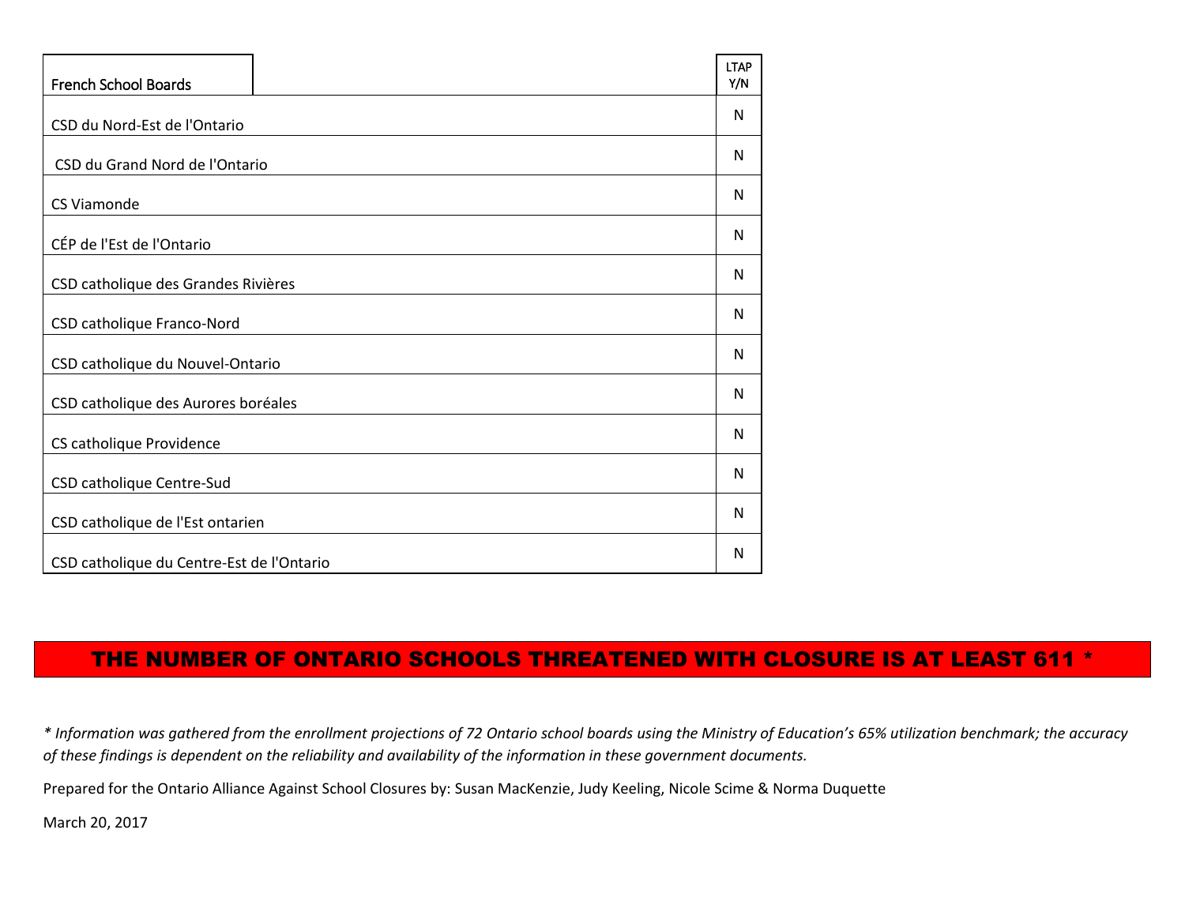| French School Boards | LTAP Y/N |
| --- | --- |
| CSD du Nord-Est de l'Ontario | N |
| CSD du Grand Nord de l'Ontario | N |
| CS Viamonde | N |
| CÉP de l'Est de l'Ontario | N |
| CSD catholique des Grandes Rivières | N |
| CSD catholique Franco-Nord | N |
| CSD catholique du Nouvel-Ontario | N |
| CSD catholique des Aurores boréales | N |
| CS catholique Providence | N |
| CSD catholique Centre-Sud | N |
| CSD catholique de l'Est ontarien | N |
| CSD catholique du Centre-Est de l'Ontario | N |

**THE NUMBER OF ONTARIO SCHOOLS THREATENED WITH CLOSURE IS AT LEAST 611 ***

*\* Information was gathered from the enrollment projections of 72 Ontario school boards using the Ministry of Education's 65% utilization benchmark; the accuracy of these findings is dependent on the reliability and availability of the information in these government documents.*

Prepared for the Ontario Alliance Against School Closures by: Susan MacKenzie, Judy Keeling, Nicole Scime & Norma Duquette

March 20, 2017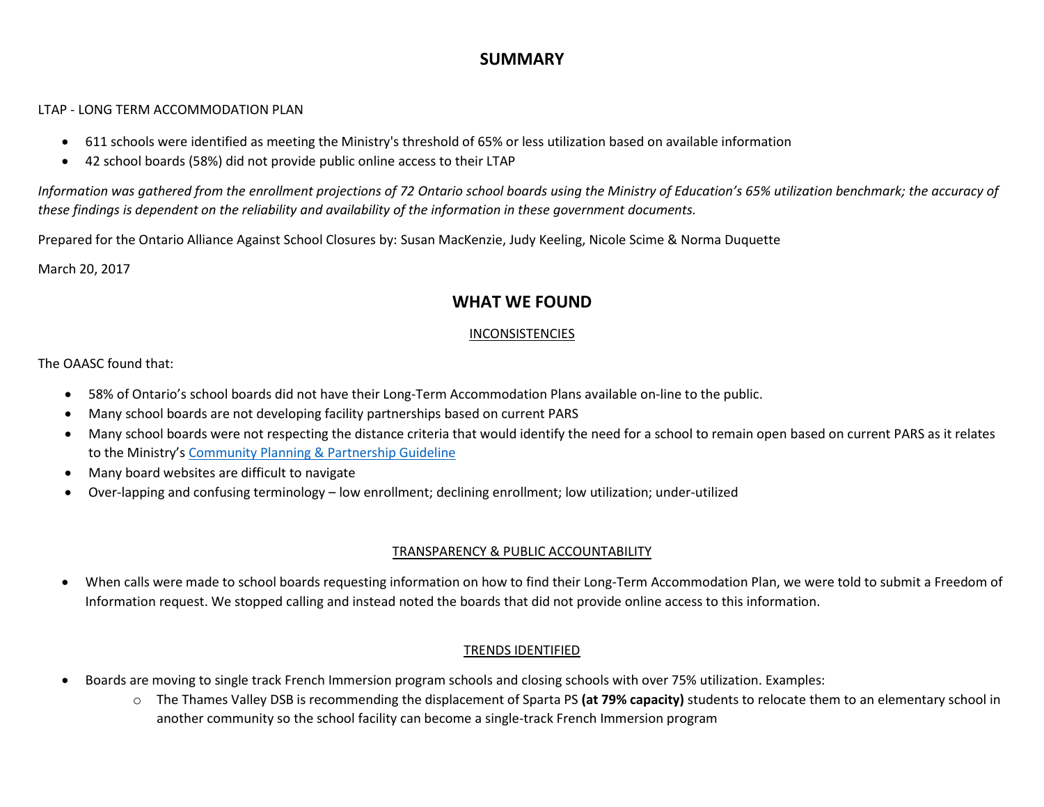# SUMMARY

LTAP - LONG TERM ACCOMMODATION PLAN

- 611 schools were identified as meeting the Ministry's threshold of 65% or less utilization based on available information
- 42 school boards (58%) did not provide public online access to their LTAP

*Information was gathered from the enrollment projections of 72 Ontario school boards using the Ministry of Education's 65% utilization benchmark; the accuracy of these findings is dependent on the reliability and availability of the information in these government documents.*

Prepared for the Ontario Alliance Against School Closures by: Susan MacKenzie, Judy Keeling, Nicole Scime & Norma Duquette

March 20, 2017

## WHAT WE FOUND

### INCONSISTENCIES

The OAASC found that:

- 58% of Ontario's school boards did not have their Long-Term Accommodation Plans available on-line to the public.
- Many school boards are not developing facility partnerships based on current PARS
- Many school boards were not respecting the distance criteria that would identify the need for a school to remain open based on current PARS as it relates to the Ministry's Community Planning & Partnership Guideline
- Many board websites are difficult to navigate
- Over-lapping and confusing terminology – low enrollment; declining enrollment; low utilization; under-utilized

### TRANSPARENCY & PUBLIC ACCOUNTABILITY

- When calls were made to school boards requesting information on how to find their Long-Term Accommodation Plan, we were told to submit a Freedom of Information request. We stopped calling and instead noted the boards that did not provide online access to this information.

### TRENDS IDENTIFIED

- Boards are moving to single track French Immersion program schools and closing schools with over 75% utilization. Examples:
  - The Thames Valley DSB is recommending the displacement of Sparta PS **(at 79% capacity)** students to relocate them to an elementary school in another community so the school facility can become a single-track French Immersion program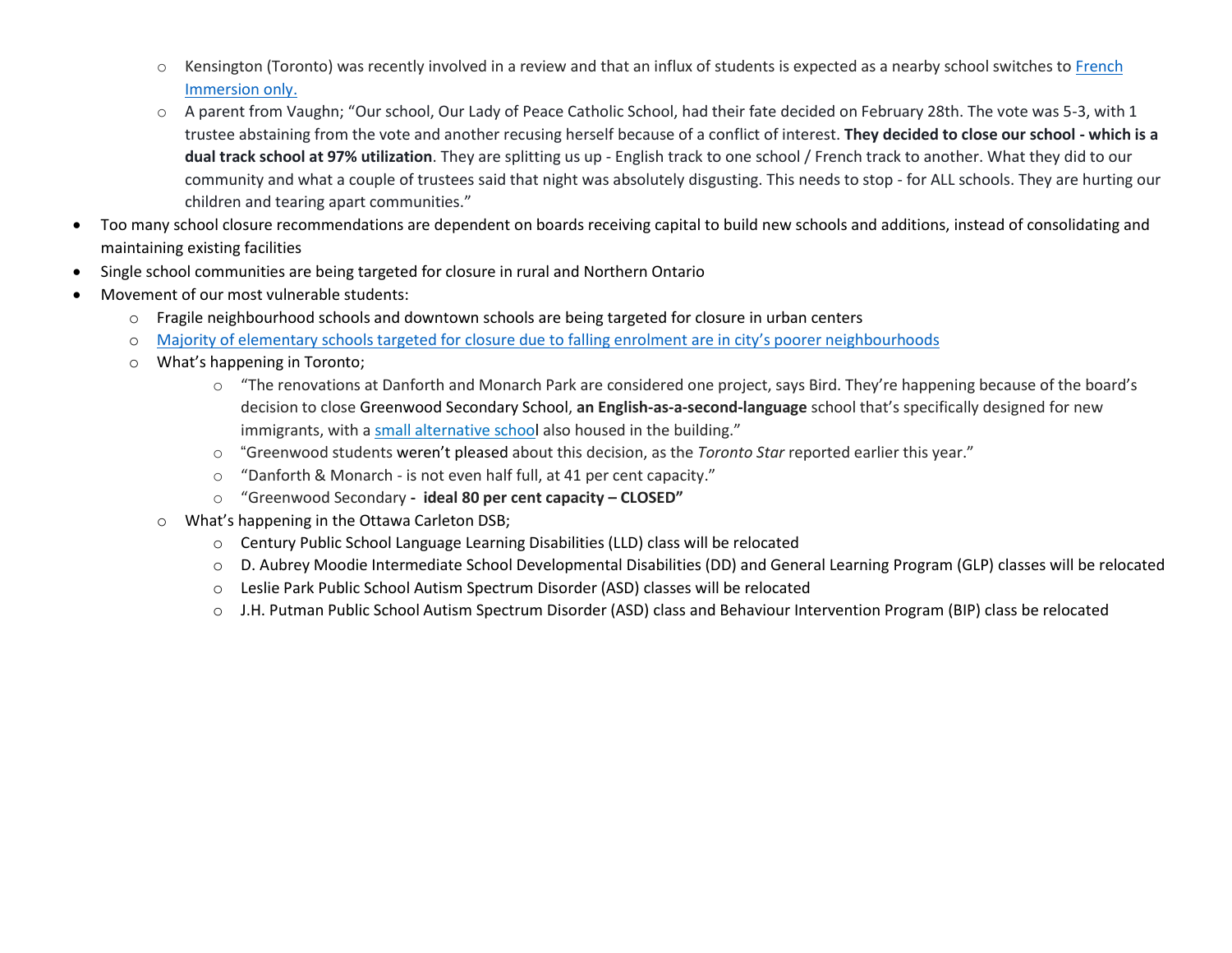- Kensington (Toronto) was recently involved in a review and that an influx of students is expected as a nearby school switches to [French Immersion only.]
    - A parent from Vaughn; "Our school, Our Lady of Peace Catholic School, had their fate decided on February 28th. The vote was 5-3, with 1 trustee abstaining from the vote and another recusing herself because of a conflict of interest. **They decided to close our school - which is a dual track school at 97% utilization**. They are splitting us up - English track to one school / French track to another. What they did to our community and what a couple of trustees said that night was absolutely disgusting. This needs to stop - for ALL schools. They are hurting our children and tearing apart communities."
- Too many school closure recommendations are dependent on boards receiving capital to build new schools and additions, instead of consolidating and maintaining existing facilities
- Single school communities are being targeted for closure in rural and Northern Ontario
- Movement of our most vulnerable students:
    - Fragile neighbourhood schools and downtown schools are being targeted for closure in urban centers
    - [Majority of elementary schools targeted for closure due to falling enrolment are in city's poorer neighbourhoods]
    - What's happening in Toronto;
        - "The renovations at Danforth and Monarch Park are considered one project, says Bird. They're happening because of the board's decision to close Greenwood Secondary School, **an English-as-a-second-language** school that's specifically designed for new immigrants, with a [small alternative school] also housed in the building."
        - "Greenwood students weren't pleased about this decision, as the *Toronto Star* reported earlier this year."
        - "Danforth & Monarch - is not even half full, at 41 per cent capacity."
        - "Greenwood Secondary **- ideal 80 per cent capacity – CLOSED"**
    - What's happening in the Ottawa Carleton DSB;
        - Century Public School Language Learning Disabilities (LLD) class will be relocated
        - D. Aubrey Moodie Intermediate School Developmental Disabilities (DD) and General Learning Program (GLP) classes will be relocated
        - Leslie Park Public School Autism Spectrum Disorder (ASD) classes will be relocated
        - J.H. Putman Public School Autism Spectrum Disorder (ASD) class and Behaviour Intervention Program (BIP) class be relocated